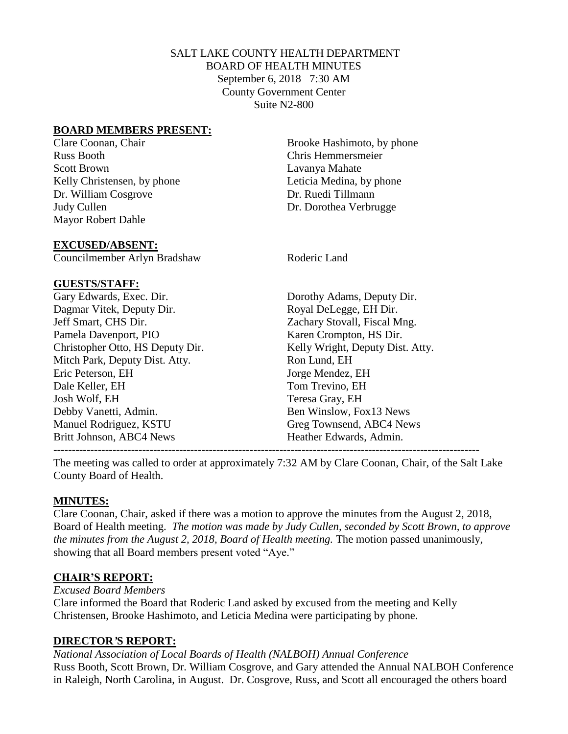SALT LAKE COUNTY HEALTH DEPARTMENT
BOARD OF HEALTH MINUTES
September 6, 2018 7:30 AM
County Government Center
Suite N2-800

## BOARD MEMBERS PRESENT:

Clare Coonan, Chair
Russ Booth
Scott Brown
Kelly Christensen, by phone
Dr. William Cosgrove
Judy Cullen
Mayor Robert Dahle
Brooke Hashimoto, by phone
Chris Hemmersmeier
Lavanya Mahate
Leticia Medina, by phone
Dr. Ruedi Tillmann
Dr. Dorothea Verbrugge

## EXCUSED/ABSENT:

Councilmember Arlyn Bradshaw
Roderic Land

## GUESTS/STAFF:

Gary Edwards, Exec. Dir.
Dagmar Vitek, Deputy Dir.
Jeff Smart, CHS Dir.
Pamela Davenport, PIO
Christopher Otto, HS Deputy Dir.
Mitch Park, Deputy Dist. Atty.
Eric Peterson, EH
Dale Keller, EH
Josh Wolf, EH
Debby Vanetti, Admin.
Manuel Rodriguez, KSTU
Britt Johnson, ABC4 News
Dorothy Adams, Deputy Dir.
Royal DeLegge, EH Dir.
Zachary Stovall, Fiscal Mng.
Karen Crompton, HS Dir.
Kelly Wright, Deputy Dist. Atty.
Ron Lund, EH
Jorge Mendez, EH
Tom Trevino, EH
Teresa Gray, EH
Ben Winslow, Fox13 News
Greg Townsend, ABC4 News
Heather Edwards, Admin.

---

The meeting was called to order at approximately 7:32 AM by Clare Coonan, Chair, of the Salt Lake County Board of Health.

## MINUTES:

Clare Coonan, Chair, asked if there was a motion to approve the minutes from the August 2, 2018, Board of Health meeting. *The motion was made by Judy Cullen, seconded by Scott Brown, to approve the minutes from the August 2, 2018, Board of Health meeting.* The motion passed unanimously, showing that all Board members present voted "Aye."

## CHAIR'S REPORT:

*Excused Board Members*

Clare informed the Board that Roderic Land asked by excused from the meeting and Kelly Christensen, Brooke Hashimoto, and Leticia Medina were participating by phone.

## DIRECTOR'S REPORT:

*National Association of Local Boards of Health (NALBOH) Annual Conference*

Russ Booth, Scott Brown, Dr. William Cosgrove, and Gary attended the Annual NALBOH Conference in Raleigh, North Carolina, in August. Dr. Cosgrove, Russ, and Scott all encouraged the others board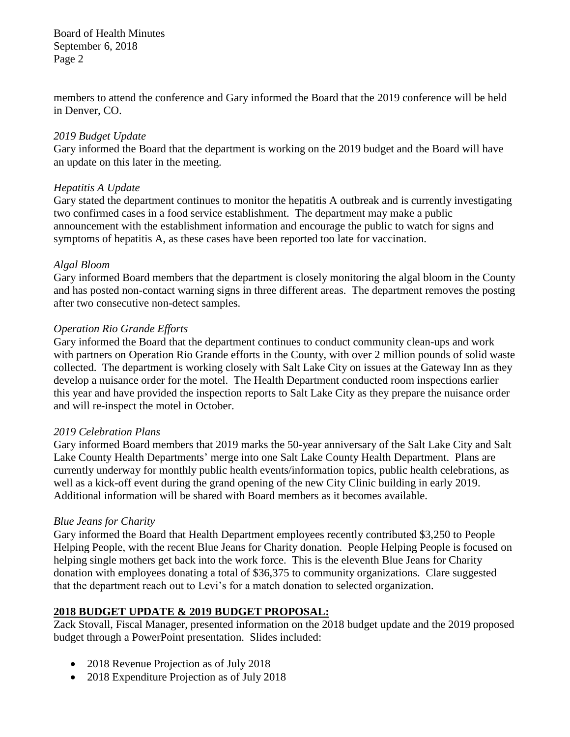members to attend the conference and Gary informed the Board that the 2019 conference will be held in Denver, CO.

*2019 Budget Update*

Gary informed the Board that the department is working on the 2019 budget and the Board will have an update on this later in the meeting.

*Hepatitis A Update*

Gary stated the department continues to monitor the hepatitis A outbreak and is currently investigating two confirmed cases in a food service establishment. The department may make a public announcement with the establishment information and encourage the public to watch for signs and symptoms of hepatitis A, as these cases have been reported too late for vaccination.

*Algal Bloom*

Gary informed Board members that the department is closely monitoring the algal bloom in the County and has posted non-contact warning signs in three different areas. The department removes the posting after two consecutive non-detect samples.

*Operation Rio Grande Efforts*

Gary informed the Board that the department continues to conduct community clean-ups and work with partners on Operation Rio Grande efforts in the County, with over 2 million pounds of solid waste collected. The department is working closely with Salt Lake City on issues at the Gateway Inn as they develop a nuisance order for the motel. The Health Department conducted room inspections earlier this year and have provided the inspection reports to Salt Lake City as they prepare the nuisance order and will re-inspect the motel in October.

*2019 Celebration Plans*

Gary informed Board members that 2019 marks the 50-year anniversary of the Salt Lake City and Salt Lake County Health Departments' merge into one Salt Lake County Health Department. Plans are currently underway for monthly public health events/information topics, public health celebrations, as well as a kick-off event during the grand opening of the new City Clinic building in early 2019. Additional information will be shared with Board members as it becomes available.

*Blue Jeans for Charity*

Gary informed the Board that Health Department employees recently contributed $3,250 to People Helping People, with the recent Blue Jeans for Charity donation. People Helping People is focused on helping single mothers get back into the work force. This is the eleventh Blue Jeans for Charity donation with employees donating a total of $36,375 to community organizations. Clare suggested that the department reach out to Levi's for a match donation to selected organization.

**2018 BUDGET UPDATE & 2019 BUDGET PROPOSAL:**

Zack Stovall, Fiscal Manager, presented information on the 2018 budget update and the 2019 proposed budget through a PowerPoint presentation. Slides included:

- 2018 Revenue Projection as of July 2018
- 2018 Expenditure Projection as of July 2018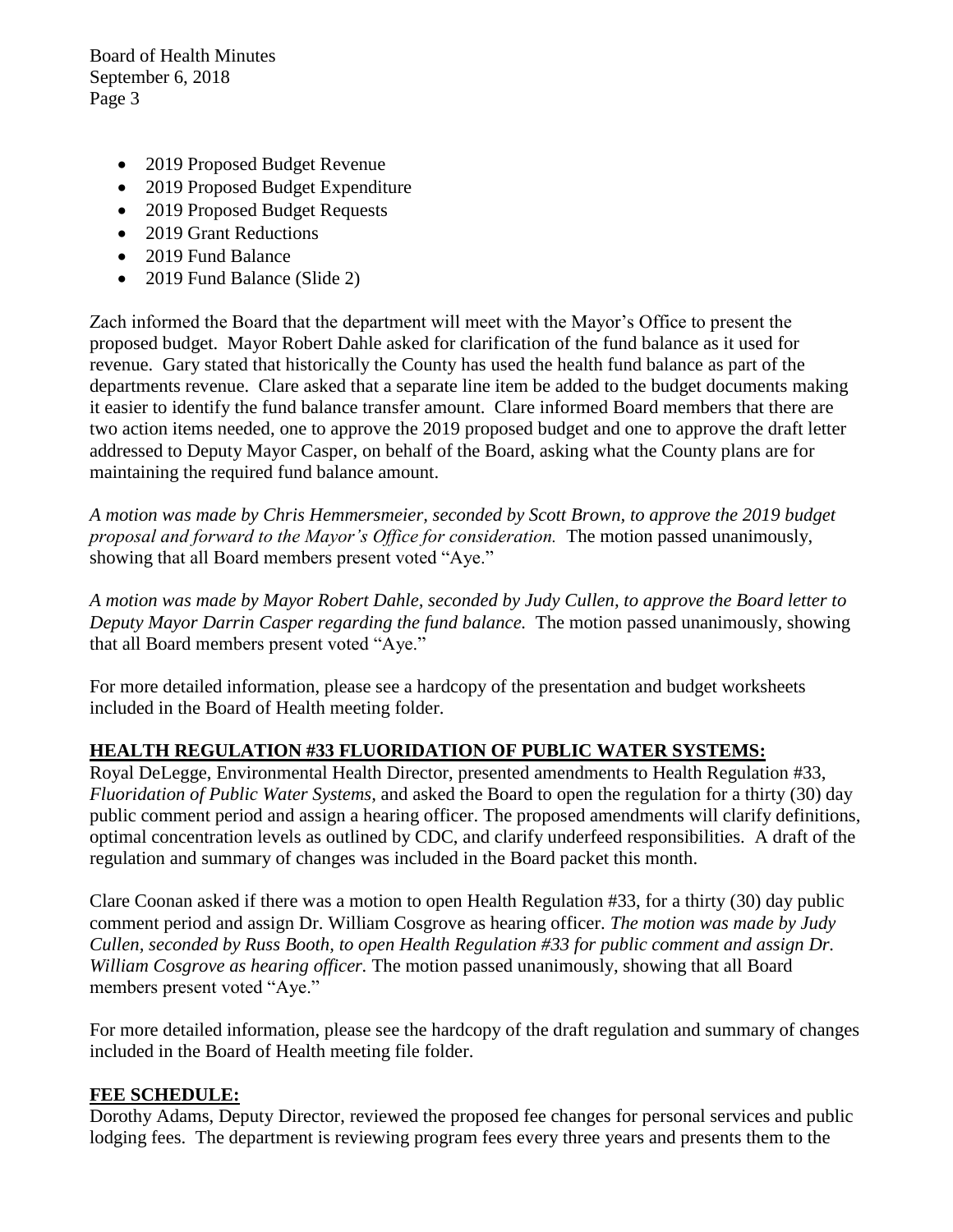- 2019 Proposed Budget Revenue
- 2019 Proposed Budget Expenditure
- 2019 Proposed Budget Requests
- 2019 Grant Reductions
- 2019 Fund Balance
- 2019 Fund Balance (Slide 2)

Zach informed the Board that the department will meet with the Mayor's Office to present the proposed budget. Mayor Robert Dahle asked for clarification of the fund balance as it used for revenue. Gary stated that historically the County has used the health fund balance as part of the departments revenue. Clare asked that a separate line item be added to the budget documents making it easier to identify the fund balance transfer amount. Clare informed Board members that there are two action items needed, one to approve the 2019 proposed budget and one to approve the draft letter addressed to Deputy Mayor Casper, on behalf of the Board, asking what the County plans are for maintaining the required fund balance amount.

*A motion was made by Chris Hemmersmeier, seconded by Scott Brown, to approve the 2019 budget proposal and forward to the Mayor's Office for consideration.* The motion passed unanimously, showing that all Board members present voted "Aye."

*A motion was made by Mayor Robert Dahle, seconded by Judy Cullen, to approve the Board letter to Deputy Mayor Darrin Casper regarding the fund balance.* The motion passed unanimously, showing that all Board members present voted "Aye."

For more detailed information, please see a hardcopy of the presentation and budget worksheets included in the Board of Health meeting folder.

## HEALTH REGULATION #33 FLUORIDATION OF PUBLIC WATER SYSTEMS:

Royal DeLegge, Environmental Health Director, presented amendments to Health Regulation #33, *Fluoridation of Public Water Systems,* and asked the Board to open the regulation for a thirty (30) day public comment period and assign a hearing officer. The proposed amendments will clarify definitions, optimal concentration levels as outlined by CDC, and clarify underfeed responsibilities. A draft of the regulation and summary of changes was included in the Board packet this month.

Clare Coonan asked if there was a motion to open Health Regulation #33, for a thirty (30) day public comment period and assign Dr. William Cosgrove as hearing officer. *The motion was made by Judy Cullen, seconded by Russ Booth, to open Health Regulation #33 for public comment and assign Dr. William Cosgrove as hearing officer.* The motion passed unanimously, showing that all Board members present voted "Aye."

For more detailed information, please see the hardcopy of the draft regulation and summary of changes included in the Board of Health meeting file folder.

## FEE SCHEDULE:

Dorothy Adams, Deputy Director, reviewed the proposed fee changes for personal services and public lodging fees. The department is reviewing program fees every three years and presents them to the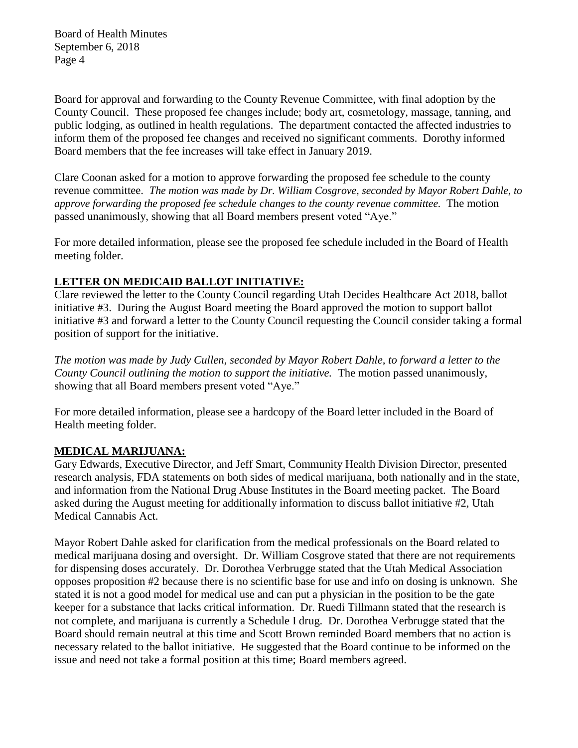Board for approval and forwarding to the County Revenue Committee, with final adoption by the County Council. These proposed fee changes include; body art, cosmetology, massage, tanning, and public lodging, as outlined in health regulations. The department contacted the affected industries to inform them of the proposed fee changes and received no significant comments. Dorothy informed Board members that the fee increases will take effect in January 2019.

Clare Coonan asked for a motion to approve forwarding the proposed fee schedule to the county revenue committee. *The motion was made by Dr. William Cosgrove, seconded by Mayor Robert Dahle, to approve forwarding the proposed fee schedule changes to the county revenue committee.* The motion passed unanimously, showing that all Board members present voted "Aye."

For more detailed information, please see the proposed fee schedule included in the Board of Health meeting folder.

**LETTER ON MEDICAID BALLOT INITIATIVE:**

Clare reviewed the letter to the County Council regarding Utah Decides Healthcare Act 2018, ballot initiative #3. During the August Board meeting the Board approved the motion to support ballot initiative #3 and forward a letter to the County Council requesting the Council consider taking a formal position of support for the initiative.

*The motion was made by Judy Cullen, seconded by Mayor Robert Dahle, to forward a letter to the County Council outlining the motion to support the initiative.* The motion passed unanimously, showing that all Board members present voted "Aye."

For more detailed information, please see a hardcopy of the Board letter included in the Board of Health meeting folder.

**MEDICAL MARIJUANA:**

Gary Edwards, Executive Director, and Jeff Smart, Community Health Division Director, presented research analysis, FDA statements on both sides of medical marijuana, both nationally and in the state, and information from the National Drug Abuse Institutes in the Board meeting packet. The Board asked during the August meeting for additionally information to discuss ballot initiative #2, Utah Medical Cannabis Act.

Mayor Robert Dahle asked for clarification from the medical professionals on the Board related to medical marijuana dosing and oversight. Dr. William Cosgrove stated that there are not requirements for dispensing doses accurately. Dr. Dorothea Verbrugge stated that the Utah Medical Association opposes proposition #2 because there is no scientific base for use and info on dosing is unknown. She stated it is not a good model for medical use and can put a physician in the position to be the gate keeper for a substance that lacks critical information. Dr. Ruedi Tillmann stated that the research is not complete, and marijuana is currently a Schedule I drug. Dr. Dorothea Verbrugge stated that the Board should remain neutral at this time and Scott Brown reminded Board members that no action is necessary related to the ballot initiative. He suggested that the Board continue to be informed on the issue and need not take a formal position at this time; Board members agreed.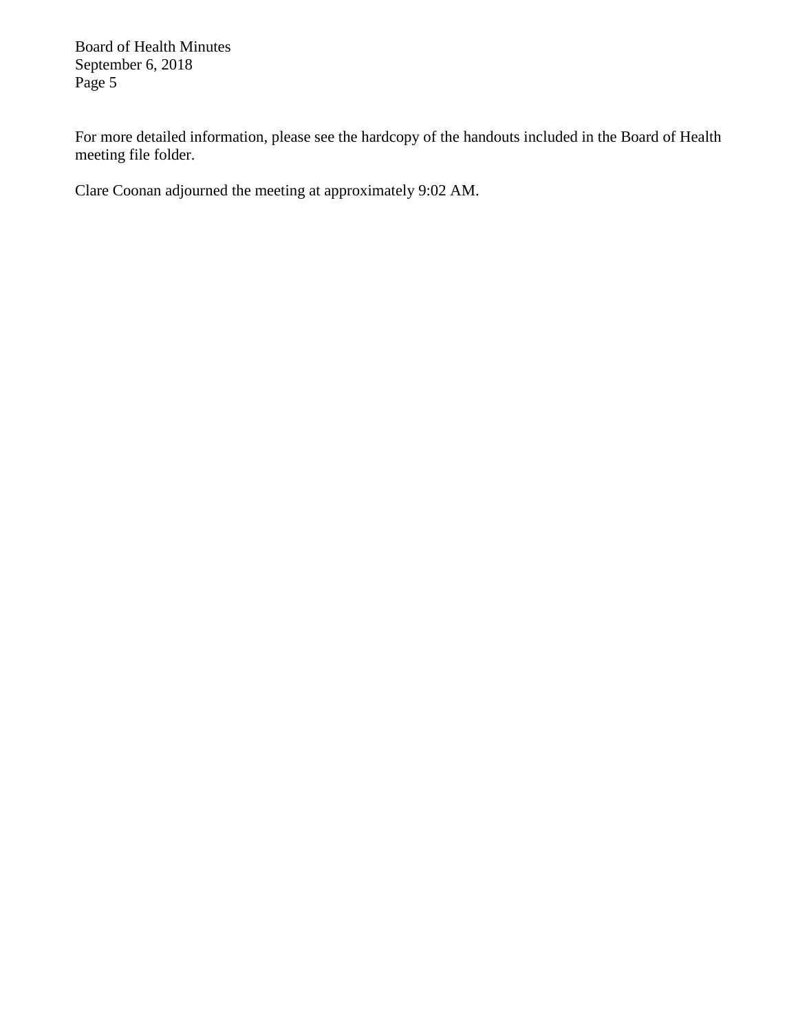For more detailed information, please see the hardcopy of the handouts included in the Board of Health meeting file folder.

Clare Coonan adjourned the meeting at approximately 9:02 AM.